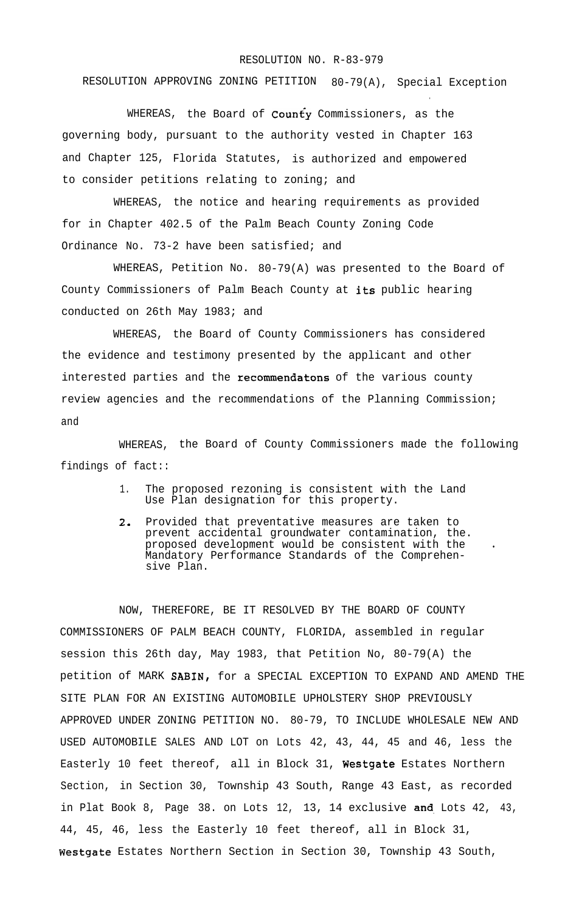RESOLUTION NO. R-83-979

RESOLUTION APPROVING ZONING PETITION 80-79(A), Special Exception

WHEREAS, the Board of County Commissioners, as the governing body, pursuant to the authority vested in Chapter 163 and Chapter 125, Florida Statutes, is authorized and empowered to consider petitions relating to zoning; and

WHEREAS, the notice and hearing requirements as provided for in Chapter 402.5 of the Palm Beach County Zoning Code Ordinance No. 73-2 have been satisfied; and

WHEREAS, Petition No. 80-79(A) was presented to the Board of County Commissioners of Palm Beach County at its public hearing conducted on 26th May 1983; and

WHEREAS, the Board of County Commissioners has considered the evidence and testimony presented by the applicant and other interested parties and the recommendatons of the various county review agencies and the recommendations of the Planning Commission; and

WHEREAS, the Board of County Commissioners made the following findings of fact::

1. The proposed rezoning is consistent with the Land Use Plan designation for this property.
2. Provided that preventative measures are taken to prevent accidental groundwater contamination, the. proposed development would be consistent with the Mandatory Performance Standards of the Comprehensive Plan.

NOW, THEREFORE, BE IT RESOLVED BY THE BOARD OF COUNTY COMMISSIONERS OF PALM BEACH COUNTY, FLORIDA, assembled in regular session this 26th day, May 1983, that Petition No, 80-79(A) the petition of MARK SABIN, for a SPECIAL EXCEPTION TO EXPAND AND AMEND THE SITE PLAN FOR AN EXISTING AUTOMOBILE UPHOLSTERY SHOP PREVIOUSLY APPROVED UNDER ZONING PETITION NO. 80-79, TO INCLUDE WHOLESALE NEW AND USED AUTOMOBILE SALES AND LOT on Lots 42, 43, 44, 45 and 46, less the Easterly 10 feet thereof, all in Block 31, Westgate Estates Northern Section, in Section 30, Township 43 South, Range 43 East, as recorded in Plat Book 8, Page 38. on Lots 12, 13, 14 exclusive and Lots 42, 43, 44, 45, 46, less the Easterly 10 feet thereof, all in Block 31, Westgate Estates Northern Section in Section 30, Township 43 South,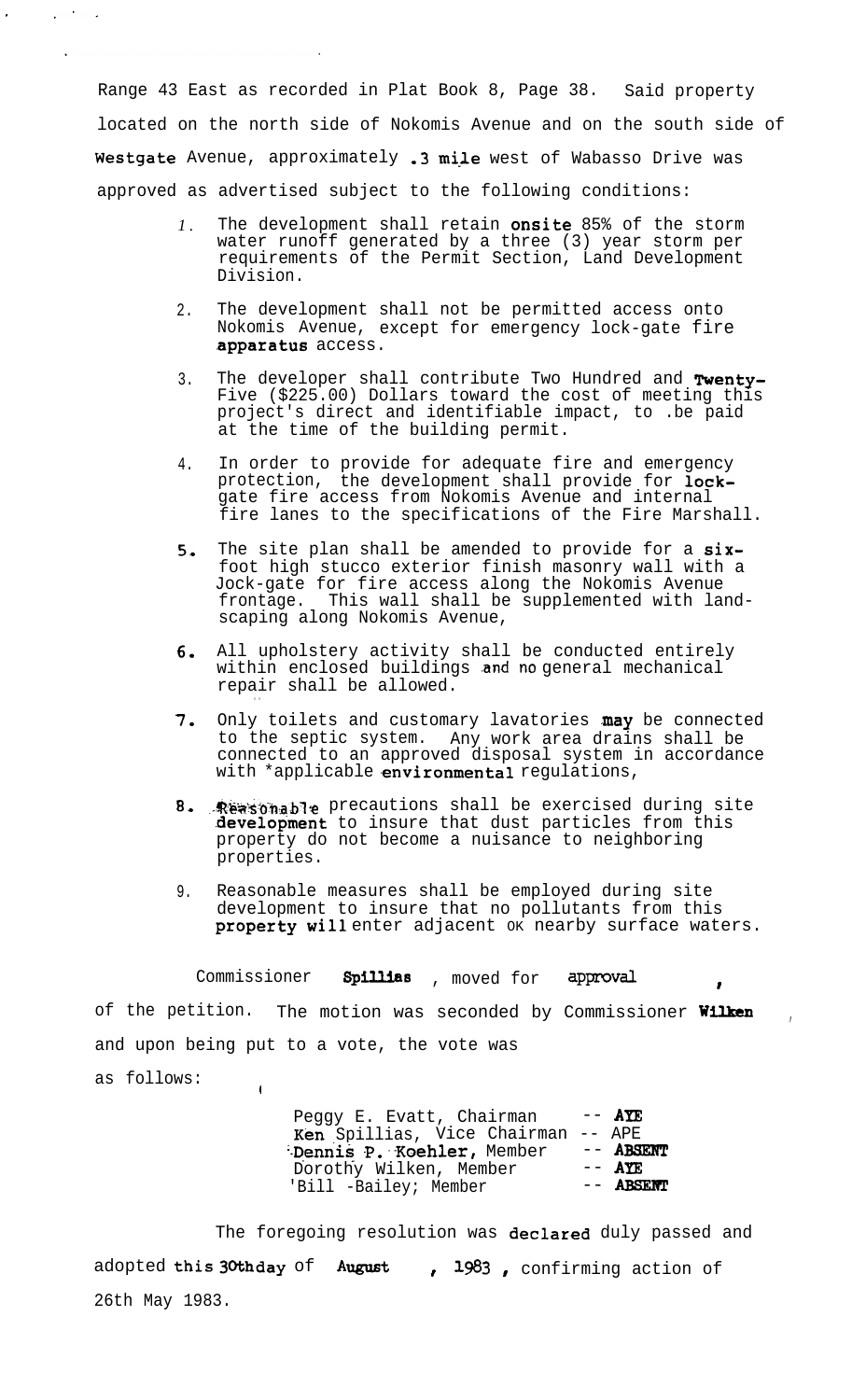Range 43 East as recorded in Plat Book 8, Page 38. Said property located on the north side of Nokomis Avenue and on the south side of Westgate Avenue, approximately .3 mile west of Wabasso Drive was approved as advertised subject to the following conditions:

1. The development shall retain onsite 85% of the storm water runoff generated by a three (3) year storm per requirements of the Permit Section, Land Development Division.

2. The development shall not be permitted access onto Nokomis Avenue, except for emergency lock-gate fire apparatus access.

3. The developer shall contribute Two Hundred and Twenty-Five ($225.00) Dollars toward the cost of meeting this project's direct and identifiable impact, to be paid at the time of the building permit.

4. In order to provide for adequate fire and emergency protection, the development shall provide for lock-gate fire access from Nokomis Avenue and internal fire lanes to the specifications of the Fire Marshall.

5. The site plan shall be amended to provide for a six-foot high stucco exterior finish masonry wall with a Jock-gate for fire access along the Nokomis Avenue frontage. This wall shall be supplemented with landscaping along Nokomis Avenue,

6. All upholstery activity shall be conducted entirely within enclosed buildings and no general mechanical repair shall be allowed.

7. Only toilets and customary lavatories may be connected to the septic system. Any work area drains shall be connected to an approved disposal system in accordance with *applicable environmental regulations,

8. Reasonable precautions shall be exercised during site development to insure that dust particles from this property do not become a nuisance to neighboring properties.

9. Reasonable measures shall be employed during site development to insure that no pollutants from this property will enter adjacent OK nearby surface waters.

Commissioner Spillias, moved for approval, of the petition. The motion was seconded by Commissioner Wilken and upon being put to a vote, the vote was as follows:

| | |
|---|---|
| Peggy E. Evatt, Chairman | -- AYE |
| Ken Spillias, Vice Chairman | -- APE |
| Dennis P. Koehler, Member | -- ABSENT |
| Dorothy Wilken, Member | -- AYE |
| Bill Bailey, Member | -- ABSENT |

The foregoing resolution was declared duly passed and adopted this 30th day of August, 1983, confirming action of 26th May 1983.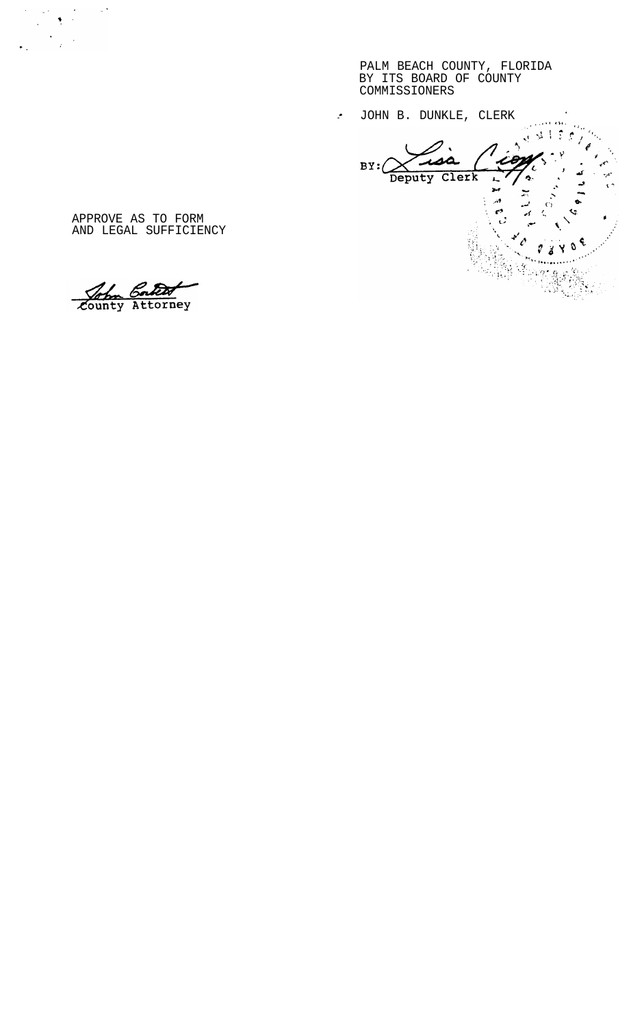PALM BEACH COUNTY, FLORIDA
BY ITS BOARD OF COUNTY
COMMISSIONERS

JOHN B. DUNKLE, CLERK

BY: ____________________
Deputy Clerk

APPROVE AS TO FORM
AND LEGAL SUFFICIENCY

____________________
County Attorney